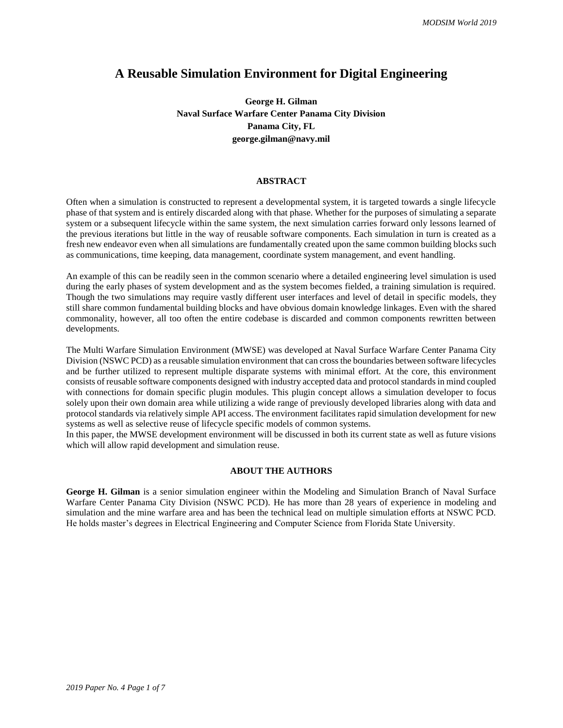# A Reusable Simulation Environment for Digital Engineering

**George H. Gilman**
**Naval Surface Warfare Center Panama City Division**
**Panama City, FL**
**george.gilman@navy.mil**

## ABSTRACT

Often when a simulation is constructed to represent a developmental system, it is targeted towards a single lifecycle phase of that system and is entirely discarded along with that phase. Whether for the purposes of simulating a separate system or a subsequent lifecycle within the same system, the next simulation carries forward only lessons learned of the previous iterations but little in the way of reusable software components. Each simulation in turn is created as a fresh new endeavor even when all simulations are fundamentally created upon the same common building blocks such as communications, time keeping, data management, coordinate system management, and event handling.

An example of this can be readily seen in the common scenario where a detailed engineering level simulation is used during the early phases of system development and as the system becomes fielded, a training simulation is required. Though the two simulations may require vastly different user interfaces and level of detail in specific models, they still share common fundamental building blocks and have obvious domain knowledge linkages. Even with the shared commonality, however, all too often the entire codebase is discarded and common components rewritten between developments.

The Multi Warfare Simulation Environment (MWSE) was developed at Naval Surface Warfare Center Panama City Division (NSWC PCD) as a reusable simulation environment that can cross the boundaries between software lifecycles and be further utilized to represent multiple disparate systems with minimal effort. At the core, this environment consists of reusable software components designed with industry accepted data and protocol standards in mind coupled with connections for domain specific plugin modules. This plugin concept allows a simulation developer to focus solely upon their own domain area while utilizing a wide range of previously developed libraries along with data and protocol standards via relatively simple API access. The environment facilitates rapid simulation development for new systems as well as selective reuse of lifecycle specific models of common systems.

In this paper, the MWSE development environment will be discussed in both its current state as well as future visions which will allow rapid development and simulation reuse.

## ABOUT THE AUTHORS

**George H. Gilman** is a senior simulation engineer within the Modeling and Simulation Branch of Naval Surface Warfare Center Panama City Division (NSWC PCD). He has more than 28 years of experience in modeling and simulation and the mine warfare area and has been the technical lead on multiple simulation efforts at NSWC PCD. He holds master's degrees in Electrical Engineering and Computer Science from Florida State University.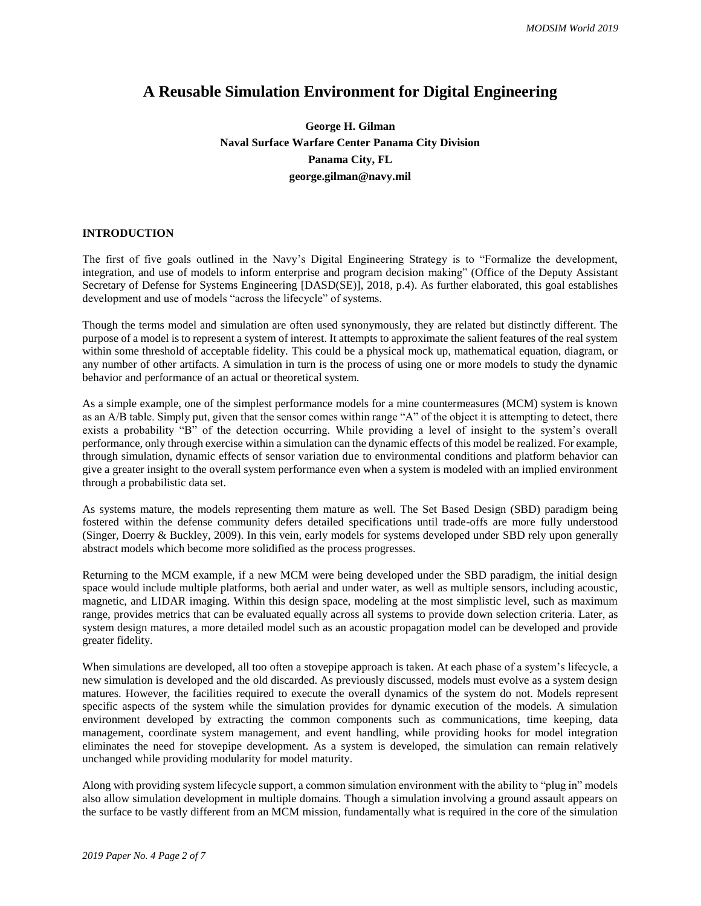# A Reusable Simulation Environment for Digital Engineering

**George H. Gilman**
**Naval Surface Warfare Center Panama City Division**
**Panama City, FL**
**george.gilman@navy.mil**

## INTRODUCTION

The first of five goals outlined in the Navy's Digital Engineering Strategy is to "Formalize the development, integration, and use of models to inform enterprise and program decision making" (Office of the Deputy Assistant Secretary of Defense for Systems Engineering [DASD(SE)], 2018, p.4). As further elaborated, this goal establishes development and use of models "across the lifecycle" of systems.

Though the terms model and simulation are often used synonymously, they are related but distinctly different. The purpose of a model is to represent a system of interest. It attempts to approximate the salient features of the real system within some threshold of acceptable fidelity. This could be a physical mock up, mathematical equation, diagram, or any number of other artifacts. A simulation in turn is the process of using one or more models to study the dynamic behavior and performance of an actual or theoretical system.

As a simple example, one of the simplest performance models for a mine countermeasures (MCM) system is known as an A/B table. Simply put, given that the sensor comes within range "A" of the object it is attempting to detect, there exists a probability "B" of the detection occurring. While providing a level of insight to the system's overall performance, only through exercise within a simulation can the dynamic effects of this model be realized. For example, through simulation, dynamic effects of sensor variation due to environmental conditions and platform behavior can give a greater insight to the overall system performance even when a system is modeled with an implied environment through a probabilistic data set.

As systems mature, the models representing them mature as well. The Set Based Design (SBD) paradigm being fostered within the defense community defers detailed specifications until trade-offs are more fully understood (Singer, Doerry & Buckley, 2009). In this vein, early models for systems developed under SBD rely upon generally abstract models which become more solidified as the process progresses.

Returning to the MCM example, if a new MCM were being developed under the SBD paradigm, the initial design space would include multiple platforms, both aerial and under water, as well as multiple sensors, including acoustic, magnetic, and LIDAR imaging. Within this design space, modeling at the most simplistic level, such as maximum range, provides metrics that can be evaluated equally across all systems to provide down selection criteria. Later, as system design matures, a more detailed model such as an acoustic propagation model can be developed and provide greater fidelity.

When simulations are developed, all too often a stovepipe approach is taken. At each phase of a system's lifecycle, a new simulation is developed and the old discarded. As previously discussed, models must evolve as a system design matures. However, the facilities required to execute the overall dynamics of the system do not. Models represent specific aspects of the system while the simulation provides for dynamic execution of the models. A simulation environment developed by extracting the common components such as communications, time keeping, data management, coordinate system management, and event handling, while providing hooks for model integration eliminates the need for stovepipe development. As a system is developed, the simulation can remain relatively unchanged while providing modularity for model maturity.

Along with providing system lifecycle support, a common simulation environment with the ability to "plug in" models also allow simulation development in multiple domains. Though a simulation involving a ground assault appears on the surface to be vastly different from an MCM mission, fundamentally what is required in the core of the simulation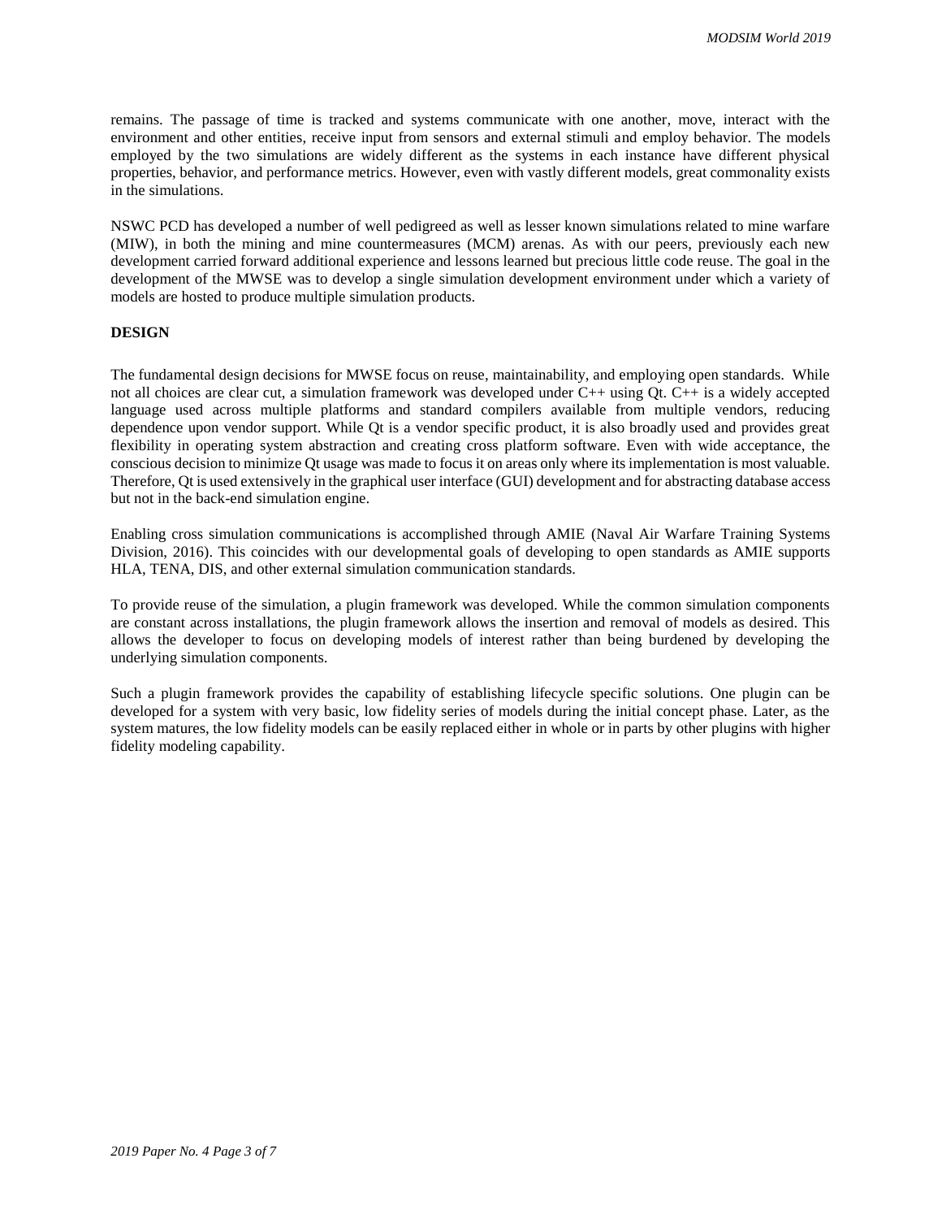remains. The passage of time is tracked and systems communicate with one another, move, interact with the environment and other entities, receive input from sensors and external stimuli and employ behavior. The models employed by the two simulations are widely different as the systems in each instance have different physical properties, behavior, and performance metrics. However, even with vastly different models, great commonality exists in the simulations.

NSWC PCD has developed a number of well pedigreed as well as lesser known simulations related to mine warfare (MIW), in both the mining and mine countermeasures (MCM) arenas. As with our peers, previously each new development carried forward additional experience and lessons learned but precious little code reuse. The goal in the development of the MWSE was to develop a single simulation development environment under which a variety of models are hosted to produce multiple simulation products.

## DESIGN

The fundamental design decisions for MWSE focus on reuse, maintainability, and employing open standards. While not all choices are clear cut, a simulation framework was developed under C++ using Qt. C++ is a widely accepted language used across multiple platforms and standard compilers available from multiple vendors, reducing dependence upon vendor support. While Qt is a vendor specific product, it is also broadly used and provides great flexibility in operating system abstraction and creating cross platform software. Even with wide acceptance, the conscious decision to minimize Qt usage was made to focus it on areas only where its implementation is most valuable. Therefore, Qt is used extensively in the graphical user interface (GUI) development and for abstracting database access but not in the back-end simulation engine.

Enabling cross simulation communications is accomplished through AMIE (Naval Air Warfare Training Systems Division, 2016). This coincides with our developmental goals of developing to open standards as AMIE supports HLA, TENA, DIS, and other external simulation communication standards.

To provide reuse of the simulation, a plugin framework was developed. While the common simulation components are constant across installations, the plugin framework allows the insertion and removal of models as desired. This allows the developer to focus on developing models of interest rather than being burdened by developing the underlying simulation components.

Such a plugin framework provides the capability of establishing lifecycle specific solutions. One plugin can be developed for a system with very basic, low fidelity series of models during the initial concept phase. Later, as the system matures, the low fidelity models can be easily replaced either in whole or in parts by other plugins with higher fidelity modeling capability.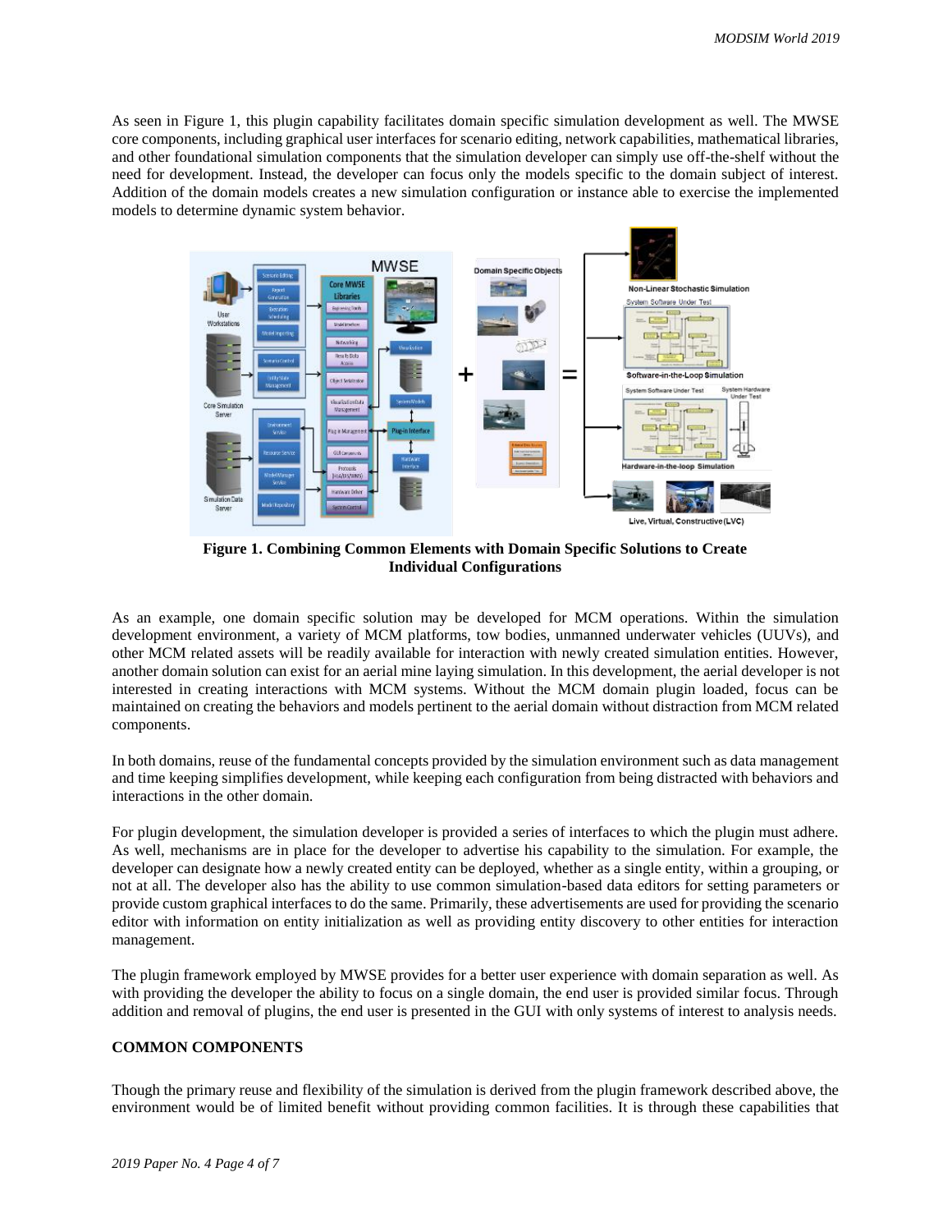As seen in Figure 1, this plugin capability facilitates domain specific simulation development as well. The MWSE core components, including graphical user interfaces for scenario editing, network capabilities, mathematical libraries, and other foundational simulation components that the simulation developer can simply use off-the-shelf without the need for development. Instead, the developer can focus only the models specific to the domain subject of interest. Addition of the domain models creates a new simulation configuration or instance able to exercise the implemented models to determine dynamic system behavior.

**Figure 1. Combining Common Elements with Domain Specific Solutions to Create Individual Configurations**

As an example, one domain specific solution may be developed for MCM operations. Within the simulation development environment, a variety of MCM platforms, tow bodies, unmanned underwater vehicles (UUVs), and other MCM related assets will be readily available for interaction with newly created simulation entities. However, another domain solution can exist for an aerial mine laying simulation. In this development, the aerial developer is not interested in creating interactions with MCM systems. Without the MCM domain plugin loaded, focus can be maintained on creating the behaviors and models pertinent to the aerial domain without distraction from MCM related components.

In both domains, reuse of the fundamental concepts provided by the simulation environment such as data management and time keeping simplifies development, while keeping each configuration from being distracted with behaviors and interactions in the other domain.

For plugin development, the simulation developer is provided a series of interfaces to which the plugin must adhere. As well, mechanisms are in place for the developer to advertise his capability to the simulation. For example, the developer can designate how a newly created entity can be deployed, whether as a single entity, within a grouping, or not at all. The developer also has the ability to use common simulation-based data editors for setting parameters or provide custom graphical interfaces to do the same. Primarily, these advertisements are used for providing the scenario editor with information on entity initialization as well as providing entity discovery to other entities for interaction management.

The plugin framework employed by MWSE provides for a better user experience with domain separation as well. As with providing the developer the ability to focus on a single domain, the end user is provided similar focus. Through addition and removal of plugins, the end user is presented in the GUI with only systems of interest to analysis needs.

## COMMON COMPONENTS

Though the primary reuse and flexibility of the simulation is derived from the plugin framework described above, the environment would be of limited benefit without providing common facilities. It is through these capabilities that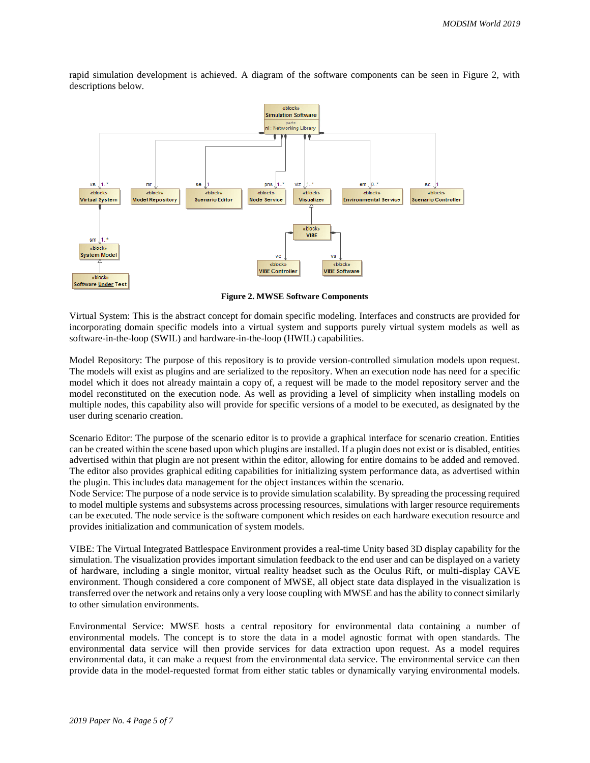rapid simulation development is achieved. A diagram of the software components can be seen in Figure 2, with descriptions below.

**Figure 2. MWSE Software Components**

Virtual System: This is the abstract concept for domain specific modeling. Interfaces and constructs are provided for incorporating domain specific models into a virtual system and supports purely virtual system models as well as software-in-the-loop (SWIL) and hardware-in-the-loop (HWIL) capabilities.

Model Repository: The purpose of this repository is to provide version-controlled simulation models upon request. The models will exist as plugins and are serialized to the repository. When an execution node has need for a specific model which it does not already maintain a copy of, a request will be made to the model repository server and the model reconstituted on the execution node. As well as providing a level of simplicity when installing models on multiple nodes, this capability also will provide for specific versions of a model to be executed, as designated by the user during scenario creation.

Scenario Editor: The purpose of the scenario editor is to provide a graphical interface for scenario creation. Entities can be created within the scene based upon which plugins are installed. If a plugin does not exist or is disabled, entities advertised within that plugin are not present within the editor, allowing for entire domains to be added and removed. The editor also provides graphical editing capabilities for initializing system performance data, as advertised within the plugin. This includes data management for the object instances within the scenario.
Node Service: The purpose of a node service is to provide simulation scalability. By spreading the processing required to model multiple systems and subsystems across processing resources, simulations with larger resource requirements can be executed. The node service is the software component which resides on each hardware execution resource and provides initialization and communication of system models.

VIBE: The Virtual Integrated Battlespace Environment provides a real-time Unity based 3D display capability for the simulation. The visualization provides important simulation feedback to the end user and can be displayed on a variety of hardware, including a single monitor, virtual reality headset such as the Oculus Rift, or multi-display CAVE environment. Though considered a core component of MWSE, all object state data displayed in the visualization is transferred over the network and retains only a very loose coupling with MWSE and has the ability to connect similarly to other simulation environments.

Environmental Service: MWSE hosts a central repository for environmental data containing a number of environmental models. The concept is to store the data in a model agnostic format with open standards. The environmental data service will then provide services for data extraction upon request. As a model requires environmental data, it can make a request from the environmental data service. The environmental service can then provide data in the model-requested format from either static tables or dynamically varying environmental models.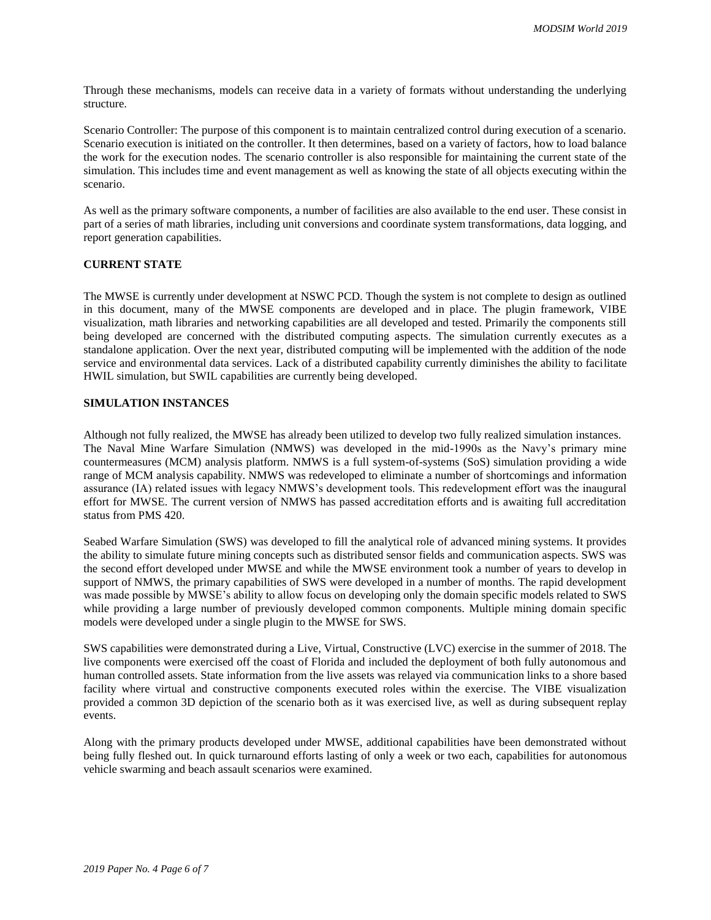Through these mechanisms, models can receive data in a variety of formats without understanding the underlying structure.

Scenario Controller: The purpose of this component is to maintain centralized control during execution of a scenario. Scenario execution is initiated on the controller. It then determines, based on a variety of factors, how to load balance the work for the execution nodes. The scenario controller is also responsible for maintaining the current state of the simulation. This includes time and event management as well as knowing the state of all objects executing within the scenario.

As well as the primary software components, a number of facilities are also available to the end user. These consist in part of a series of math libraries, including unit conversions and coordinate system transformations, data logging, and report generation capabilities.

## CURRENT STATE

The MWSE is currently under development at NSWC PCD. Though the system is not complete to design as outlined in this document, many of the MWSE components are developed and in place. The plugin framework, VIBE visualization, math libraries and networking capabilities are all developed and tested. Primarily the components still being developed are concerned with the distributed computing aspects. The simulation currently executes as a standalone application. Over the next year, distributed computing will be implemented with the addition of the node service and environmental data services. Lack of a distributed capability currently diminishes the ability to facilitate HWIL simulation, but SWIL capabilities are currently being developed.

## SIMULATION INSTANCES

Although not fully realized, the MWSE has already been utilized to develop two fully realized simulation instances. The Naval Mine Warfare Simulation (NMWS) was developed in the mid-1990s as the Navy's primary mine countermeasures (MCM) analysis platform. NMWS is a full system-of-systems (SoS) simulation providing a wide range of MCM analysis capability. NMWS was redeveloped to eliminate a number of shortcomings and information assurance (IA) related issues with legacy NMWS's development tools. This redevelopment effort was the inaugural effort for MWSE. The current version of NMWS has passed accreditation efforts and is awaiting full accreditation status from PMS 420.

Seabed Warfare Simulation (SWS) was developed to fill the analytical role of advanced mining systems. It provides the ability to simulate future mining concepts such as distributed sensor fields and communication aspects. SWS was the second effort developed under MWSE and while the MWSE environment took a number of years to develop in support of NMWS, the primary capabilities of SWS were developed in a number of months. The rapid development was made possible by MWSE's ability to allow focus on developing only the domain specific models related to SWS while providing a large number of previously developed common components. Multiple mining domain specific models were developed under a single plugin to the MWSE for SWS.

SWS capabilities were demonstrated during a Live, Virtual, Constructive (LVC) exercise in the summer of 2018. The live components were exercised off the coast of Florida and included the deployment of both fully autonomous and human controlled assets. State information from the live assets was relayed via communication links to a shore based facility where virtual and constructive components executed roles within the exercise. The VIBE visualization provided a common 3D depiction of the scenario both as it was exercised live, as well as during subsequent replay events.

Along with the primary products developed under MWSE, additional capabilities have been demonstrated without being fully fleshed out. In quick turnaround efforts lasting of only a week or two each, capabilities for autonomous vehicle swarming and beach assault scenarios were examined.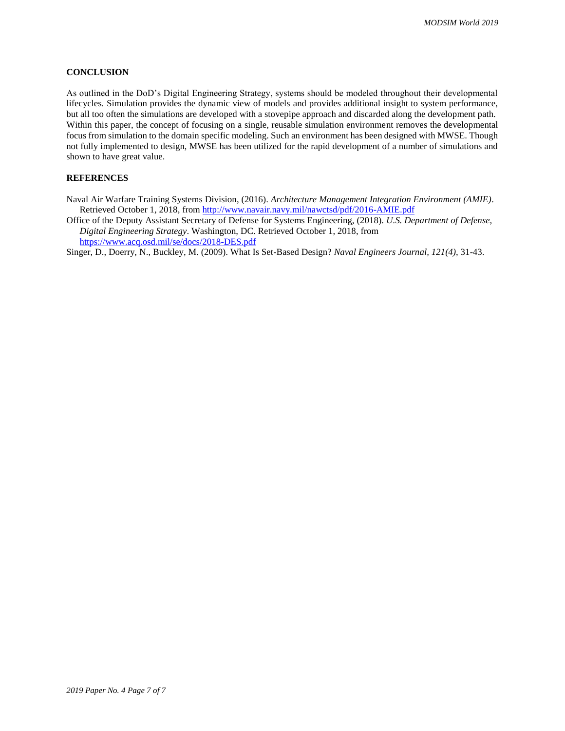## CONCLUSION

As outlined in the DoD's Digital Engineering Strategy, systems should be modeled throughout their developmental lifecycles. Simulation provides the dynamic view of models and provides additional insight to system performance, but all too often the simulations are developed with a stovepipe approach and discarded along the development path. Within this paper, the concept of focusing on a single, reusable simulation environment removes the developmental focus from simulation to the domain specific modeling. Such an environment has been designed with MWSE. Though not fully implemented to design, MWSE has been utilized for the rapid development of a number of simulations and shown to have great value.

## REFERENCES

Naval Air Warfare Training Systems Division, (2016). *Architecture Management Integration Environment (AMIE)*. Retrieved October 1, 2018, from http://www.navair.navy.mil/nawctsd/pdf/2016-AMIE.pdf

Office of the Deputy Assistant Secretary of Defense for Systems Engineering, (2018). *U.S. Department of Defense, Digital Engineering Strategy*. Washington, DC. Retrieved October 1, 2018, from https://www.acq.osd.mil/se/docs/2018-DES.pdf

Singer, D., Doerry, N., Buckley, M. (2009). What Is Set-Based Design? *Naval Engineers Journal, 121(4)*, 31-43.